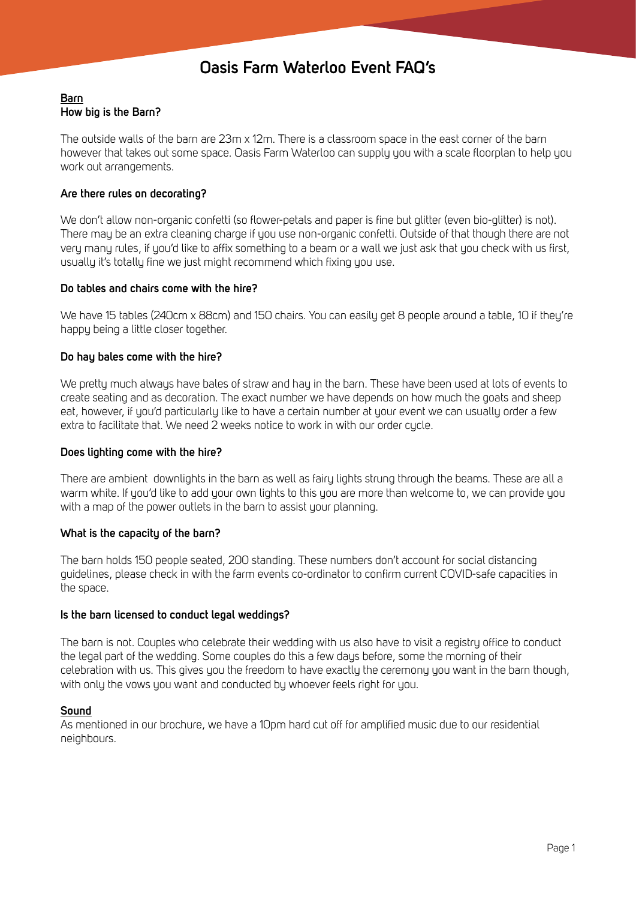# Oasis Farm Waterloo Event FAQ's

## Barn

### How big is the Barn?

The outside walls of the barn are 23m x 12m. There is a classroom space in the east corner of the barn however that takes out some space. Oasis Farm Waterloo can supply you with a scale floorplan to help you work out arrangements.

### Are there rules on decorating?

We don't allow non-organic confetti (so flower-petals and paper is fine but glitter (even bio-glitter) is not). There may be an extra cleaning charge if you use non-organic confetti. Outside of that though there are not very many rules, if you'd like to affix something to a beam or a wall we just ask that you check with us first, usually it's totally fine we just might recommend which fixing you use.

### Do tables and chairs come with the hire?

We have 15 tables (240cm x 88cm) and 150 chairs. You can easily get 8 people around a table, 10 if they're happy being a little closer together.

### Do hay bales come with the hire?

We pretty much always have bales of straw and hay in the barn. These have been used at lots of events to create seating and as decoration. The exact number we have depends on how much the goats and sheep eat, however, if you'd particularly like to have a certain number at your event we can usually order a few extra to facilitate that. We need 2 weeks notice to work in with our order cycle.

### Does lighting come with the hire?

There are ambient downlights in the barn as well as fairy lights strung through the beams. These are all a warm white. If you'd like to add your own lights to this you are more than welcome to, we can provide you with a map of the power outlets in the barn to assist your planning.

### What is the capacity of the barn?

The barn holds 150 people seated, 200 standing. These numbers don't account for social distancing guidelines, please check in with the farm events co-ordinator to confirm current COVID-safe capacities in the space.

### Is the barn licensed to conduct legal weddings?

The barn is not. Couples who celebrate their wedding with us also have to visit a registry office to conduct the legal part of the wedding. Some couples do this a few days before, some the morning of their celebration with us. This gives you the freedom to have exactly the ceremony you want in the barn though, with only the vows you want and conducted by whoever feels right for you.

## Sound

As mentioned in our brochure, we have a 10pm hard cut off for amplified music due to our residential neighbours.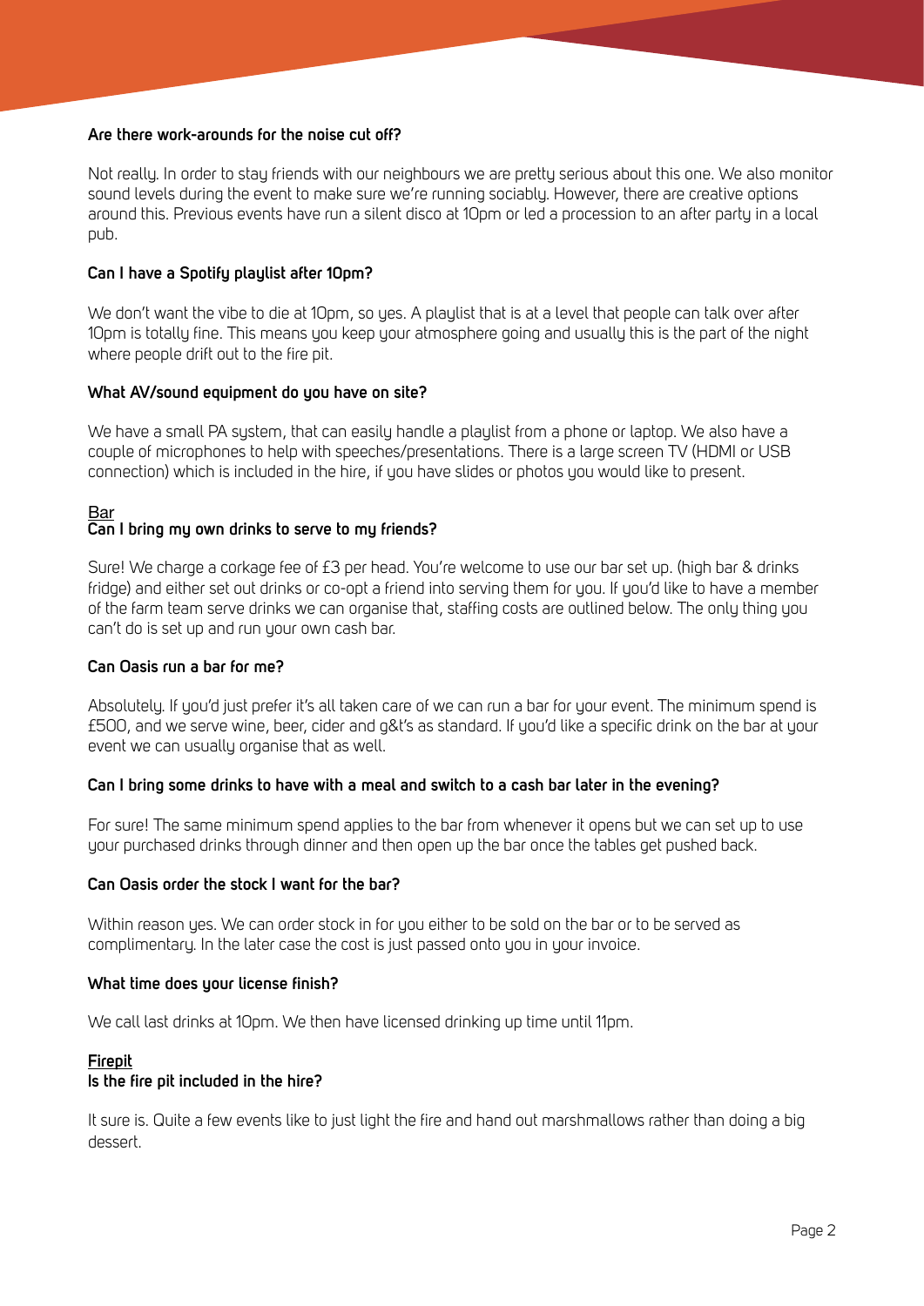**Are there work-arounds for the noise cut off?**

Not really. In order to stay friends with our neighbours we are pretty serious about this one. We also monitor sound levels during the event to make sure we're running sociably. However, there are creative options around this. Previous events have run a silent disco at 10pm or led a procession to an after party in a local pub.

**Can I have a Spotify playlist after 10pm?**

We don't want the vibe to die at 10pm, so yes. A playlist that is at a level that people can talk over after 10pm is totally fine. This means you keep your atmosphere going and usually this is the part of the night where people drift out to the fire pit.

**What AV/sound equipment do you have on site?**

We have a small PA system, that can easily handle a playlist from a phone or laptop. We also have a couple of microphones to help with speeches/presentations. There is a large screen TV (HDMI or USB connection) which is included in the hire, if you have slides or photos you would like to present.

## Bar

**Can I bring my own drinks to serve to my friends?**

Sure! We charge a corkage fee of £3 per head. You're welcome to use our bar set up. (high bar & drinks fridge) and either set out drinks or co-opt a friend into serving them for you. If you'd like to have a member of the farm team serve drinks we can organise that, staffing costs are outlined below. The only thing you can't do is set up and run your own cash bar.

**Can Oasis run a bar for me?**

Absolutely. If you'd just prefer it's all taken care of we can run a bar for your event. The minimum spend is £500, and we serve wine, beer, cider and g&t's as standard. If you'd like a specific drink on the bar at your event we can usually organise that as well.

**Can I bring some drinks to have with a meal and switch to a cash bar later in the evening?**

For sure! The same minimum spend applies to the bar from whenever it opens but we can set up to use your purchased drinks through dinner and then open up the bar once the tables get pushed back.

**Can Oasis order the stock I want for the bar?**

Within reason yes. We can order stock in for you either to be sold on the bar or to be served as complimentary. In the later case the cost is just passed onto you in your invoice.

**What time does your license finish?**

We call last drinks at 10pm. We then have licensed drinking up time until 11pm.

## Firepit

**Is the fire pit included in the hire?**

It sure is. Quite a few events like to just light the fire and hand out marshmallows rather than doing a big dessert.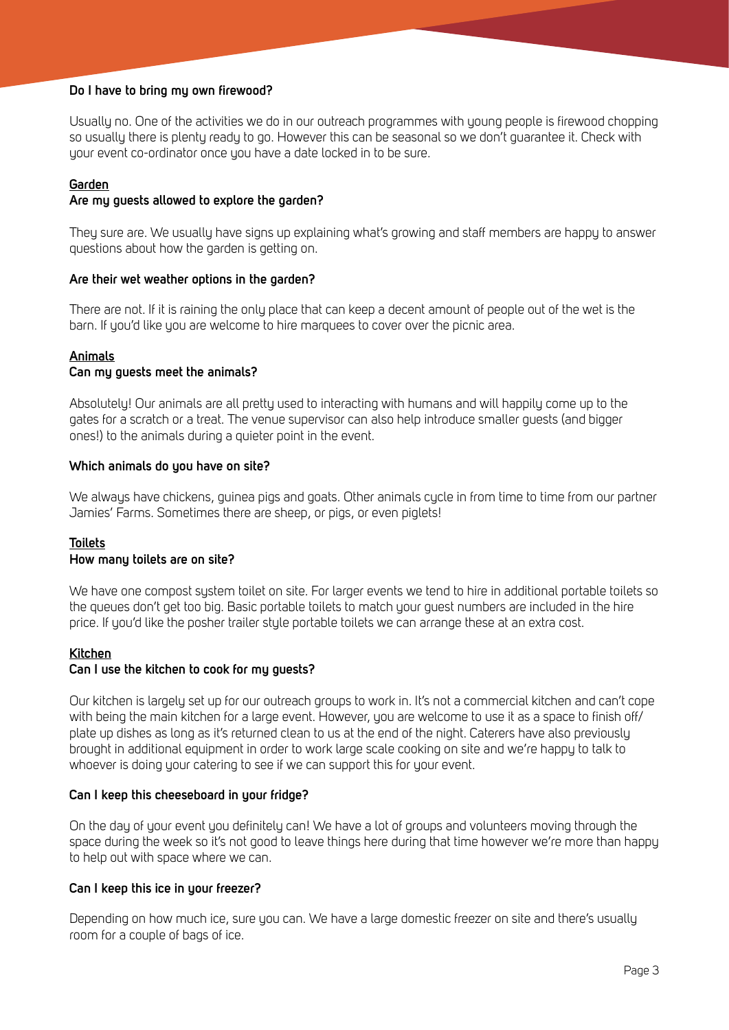**Do I have to bring my own firewood?**

Usually no. One of the activities we do in our outreach programmes with young people is firewood chopping so usually there is plenty ready to go. However this can be seasonal so we don't guarantee it. Check with your event co-ordinator once you have a date locked in to be sure.

## Garden

**Are my guests allowed to explore the garden?**

They sure are. We usually have signs up explaining what's growing and staff members are happy to answer questions about how the garden is getting on.

**Are their wet weather options in the garden?**

There are not. If it is raining the only place that can keep a decent amount of people out of the wet is the barn. If you'd like you are welcome to hire marquees to cover over the picnic area.

## Animals

**Can my guests meet the animals?**

Absolutely! Our animals are all pretty used to interacting with humans and will happily come up to the gates for a scratch or a treat. The venue supervisor can also help introduce smaller guests (and bigger ones!) to the animals during a quieter point in the event.

**Which animals do you have on site?**

We always have chickens, guinea pigs and goats. Other animals cycle in from time to time from our partner Jamies' Farms. Sometimes there are sheep, or pigs, or even piglets!

## Toilets

**How many toilets are on site?**

We have one compost system toilet on site. For larger events we tend to hire in additional portable toilets so the queues don't get too big. Basic portable toilets to match your guest numbers are included in the hire price. If you'd like the posher trailer style portable toilets we can arrange these at an extra cost.

## Kitchen

**Can I use the kitchen to cook for my guests?**

Our kitchen is largely set up for our outreach groups to work in. It's not a commercial kitchen and can't cope with being the main kitchen for a large event. However, you are welcome to use it as a space to finish off/ plate up dishes as long as it's returned clean to us at the end of the night. Caterers have also previously brought in additional equipment in order to work large scale cooking on site and we're happy to talk to whoever is doing your catering to see if we can support this for your event.

**Can I keep this cheeseboard in your fridge?**

On the day of your event you definitely can! We have a lot of groups and volunteers moving through the space during the week so it's not good to leave things here during that time however we're more than happy to help out with space where we can.

**Can I keep this ice in your freezer?**

Depending on how much ice, sure you can. We have a large domestic freezer on site and there's usually room for a couple of bags of ice.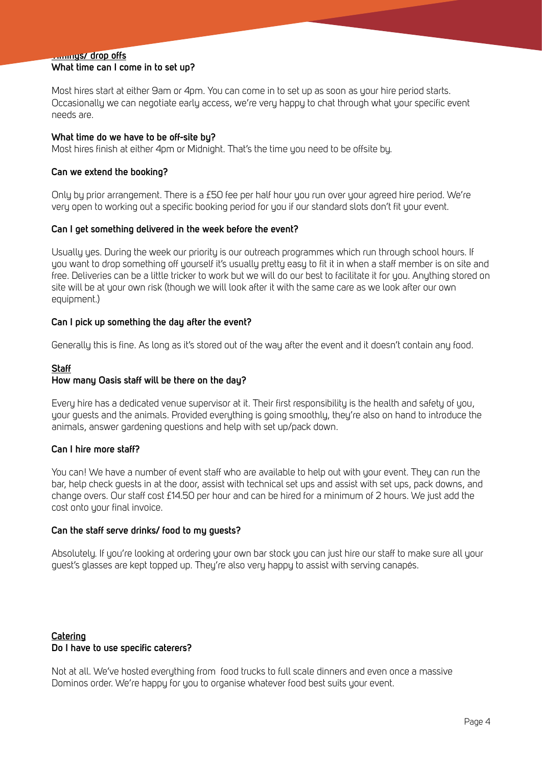**Timings/ drop offs**

**What time can I come in to set up?**

Most hires start at either 9am or 4pm. You can come in to set up as soon as your hire period starts. Occasionally we can negotiate early access, we're very happy to chat through what your specific event needs are.

**What time do we have to be off-site by?**

Most hires finish at either 4pm or Midnight. That's the time you need to be offsite by.

**Can we extend the booking?**

Only by prior arrangement. There is a £50 fee per half hour you run over your agreed hire period. We're very open to working out a specific booking period for you if our standard slots don't fit your event.

**Can I get something delivered in the week before the event?**

Usually yes. During the week our priority is our outreach programmes which run through school hours. If you want to drop something off yourself it's usually pretty easy to fit it in when a staff member is on site and free. Deliveries can be a little tricker to work but we will do our best to facilitate it for you. Anything stored on site will be at your own risk (though we will look after it with the same care as we look after our own equipment.)

**Can I pick up something the day after the event?**

Generally this is fine. As long as it's stored out of the way after the event and it doesn't contain any food.

**Staff**

**How many Oasis staff will be there on the day?**

Every hire has a dedicated venue supervisor at it. Their first responsibility is the health and safety of you, your guests and the animals. Provided everything is going smoothly, they're also on hand to introduce the animals, answer gardening questions and help with set up/pack down.

**Can I hire more staff?**

You can! We have a number of event staff who are available to help out with your event. They can run the bar, help check guests in at the door, assist with technical set ups and assist with set ups, pack downs, and change overs. Our staff cost £14.50 per hour and can be hired for a minimum of 2 hours. We just add the cost onto your final invoice.

**Can the staff serve drinks/ food to my guests?**

Absolutely. If you're looking at ordering your own bar stock you can just hire our staff to make sure all your guest's glasses are kept topped up. They're also very happy to assist with serving canapés.

**Catering**

**Do I have to use specific caterers?**

Not at all. We've hosted everything from food trucks to full scale dinners and even once a massive Dominos order. We're happy for you to organise whatever food best suits your event.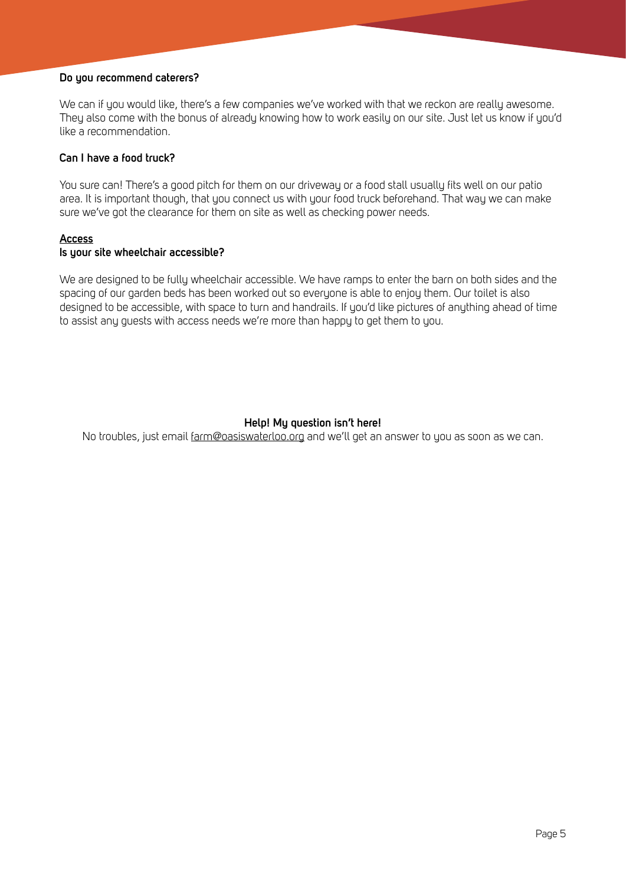**Do you recommend caterers?**

We can if you would like, there's a few companies we've worked with that we reckon are really awesome. They also come with the bonus of already knowing how to work easily on our site. Just let us know if you'd like a recommendation.

**Can I have a food truck?**

You sure can! There's a good pitch for them on our driveway or a food stall usually fits well on our patio area. It is important though, that you connect us with your food truck beforehand. That way we can make sure we've got the clearance for them on site as well as checking power needs.

## Access

**Is your site wheelchair accessible?**

We are designed to be fully wheelchair accessible. We have ramps to enter the barn on both sides and the spacing of our garden beds has been worked out so everyone is able to enjoy them. Our toilet is also designed to be accessible, with space to turn and handrails. If you'd like pictures of anything ahead of time to assist any guests with access needs we're more than happy to get them to you.

**Help! My question isn't here!**

No troubles, just email farm@oasiswaterloo.org and we'll get an answer to you as soon as we can.